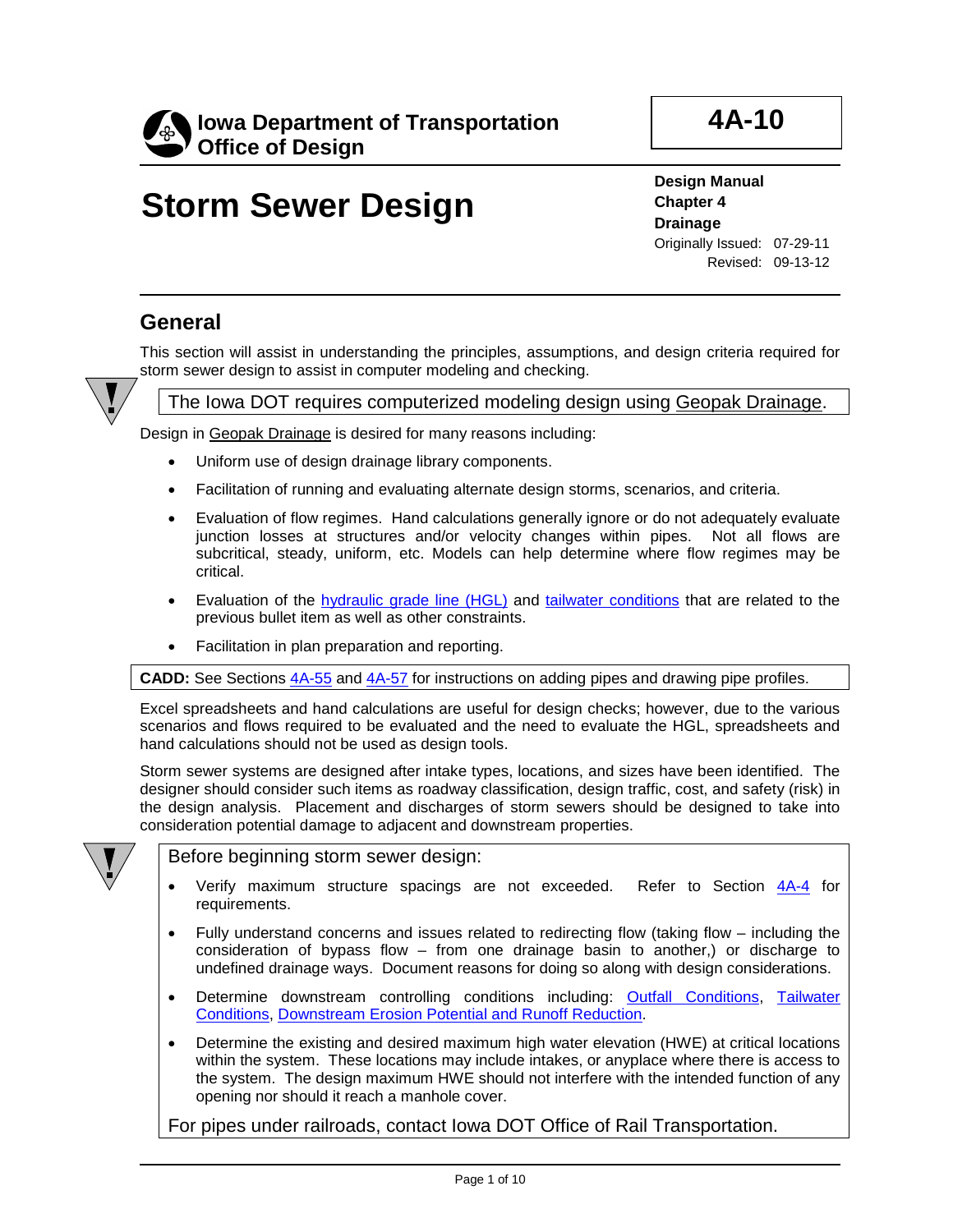**Iowa Department of Transportation**
**Office of Design**

**4A-10**

# Storm Sewer Design

**Design Manual**
**Chapter 4**
**Drainage**
Originally Issued: 07-29-11
Revised: 09-13-12

## General

This section will assist in understanding the principles, assumptions, and design criteria required for storm sewer design to assist in computer modeling and checking.

The Iowa DOT requires computerized modeling design using Geopak Drainage.

Design in Geopak Drainage is desired for many reasons including:

- Uniform use of design drainage library components.
- Facilitation of running and evaluating alternate design storms, scenarios, and criteria.
- Evaluation of flow regimes. Hand calculations generally ignore or do not adequately evaluate junction losses at structures and/or velocity changes within pipes. Not all flows are subcritical, steady, uniform, etc. Models can help determine where flow regimes may be critical.
- Evaluation of the hydraulic grade line (HGL) and tailwater conditions that are related to the previous bullet item as well as other constraints.
- Facilitation in plan preparation and reporting.

**CADD:** See Sections 4A-55 and 4A-57 for instructions on adding pipes and drawing pipe profiles.

Excel spreadsheets and hand calculations are useful for design checks; however, due to the various scenarios and flows required to be evaluated and the need to evaluate the HGL, spreadsheets and hand calculations should not be used as design tools.

Storm sewer systems are designed after intake types, locations, and sizes have been identified. The designer should consider such items as roadway classification, design traffic, cost, and safety (risk) in the design analysis. Placement and discharges of storm sewers should be designed to take into consideration potential damage to adjacent and downstream properties.

Before beginning storm sewer design:

- Verify maximum structure spacings are not exceeded. Refer to Section 4A-4 for requirements.
- Fully understand concerns and issues related to redirecting flow (taking flow – including the consideration of bypass flow – from one drainage basin to another,) or discharge to undefined drainage ways. Document reasons for doing so along with design considerations.
- Determine downstream controlling conditions including: Outfall Conditions, Tailwater Conditions, Downstream Erosion Potential and Runoff Reduction.
- Determine the existing and desired maximum high water elevation (HWE) at critical locations within the system. These locations may include intakes, or anyplace where there is access to the system. The design maximum HWE should not interfere with the intended function of any opening nor should it reach a manhole cover.

For pipes under railroads, contact Iowa DOT Office of Rail Transportation.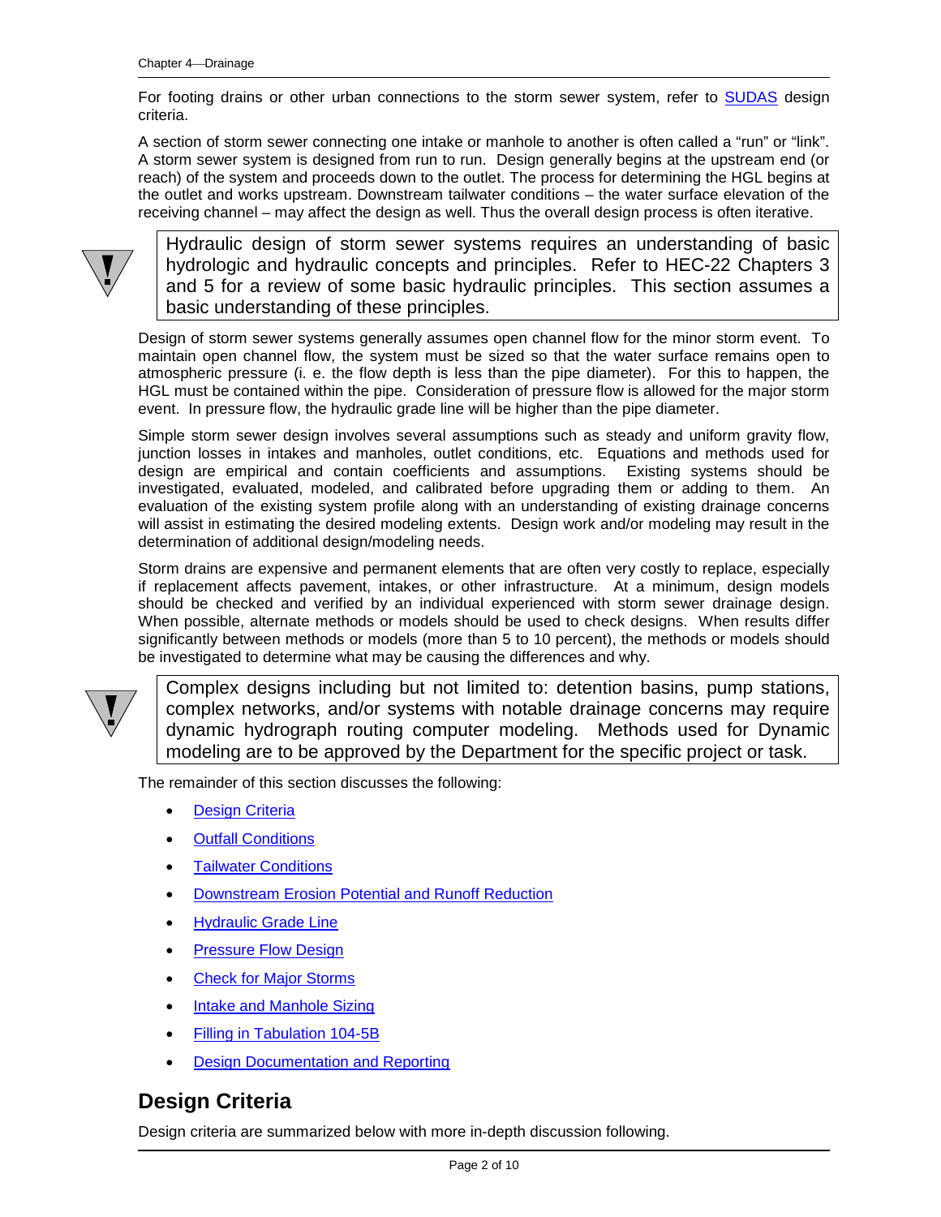For footing drains or other urban connections to the storm sewer system, refer to SUDAS design criteria.

A section of storm sewer connecting one intake or manhole to another is often called a "run" or "link". A storm sewer system is designed from run to run. Design generally begins at the upstream end (or reach) of the system and proceeds down to the outlet. The process for determining the HGL begins at the outlet and works upstream. Downstream tailwater conditions – the water surface elevation of the receiving channel – may affect the design as well. Thus the overall design process is often iterative.

> Hydraulic design of storm sewer systems requires an understanding of basic hydrologic and hydraulic concepts and principles. Refer to HEC-22 Chapters 3 and 5 for a review of some basic hydraulic principles. This section assumes a basic understanding of these principles.

Design of storm sewer systems generally assumes open channel flow for the minor storm event. To maintain open channel flow, the system must be sized so that the water surface remains open to atmospheric pressure (i. e. the flow depth is less than the pipe diameter). For this to happen, the HGL must be contained within the pipe. Consideration of pressure flow is allowed for the major storm event. In pressure flow, the hydraulic grade line will be higher than the pipe diameter.

Simple storm sewer design involves several assumptions such as steady and uniform gravity flow, junction losses in intakes and manholes, outlet conditions, etc. Equations and methods used for design are empirical and contain coefficients and assumptions. Existing systems should be investigated, evaluated, modeled, and calibrated before upgrading them or adding to them. An evaluation of the existing system profile along with an understanding of existing drainage concerns will assist in estimating the desired modeling extents. Design work and/or modeling may result in the determination of additional design/modeling needs.

Storm drains are expensive and permanent elements that are often very costly to replace, especially if replacement affects pavement, intakes, or other infrastructure. At a minimum, design models should be checked and verified by an individual experienced with storm sewer drainage design. When possible, alternate methods or models should be used to check designs. When results differ significantly between methods or models (more than 5 to 10 percent), the methods or models should be investigated to determine what may be causing the differences and why.

> Complex designs including but not limited to: detention basins, pump stations, complex networks, and/or systems with notable drainage concerns may require dynamic hydrograph routing computer modeling. Methods used for Dynamic modeling are to be approved by the Department for the specific project or task.

The remainder of this section discusses the following:

- Design Criteria
- Outfall Conditions
- Tailwater Conditions
- Downstream Erosion Potential and Runoff Reduction
- Hydraulic Grade Line
- Pressure Flow Design
- Check for Major Storms
- Intake and Manhole Sizing
- Filling in Tabulation 104-5B
- Design Documentation and Reporting

## Design Criteria

Design criteria are summarized below with more in-depth discussion following.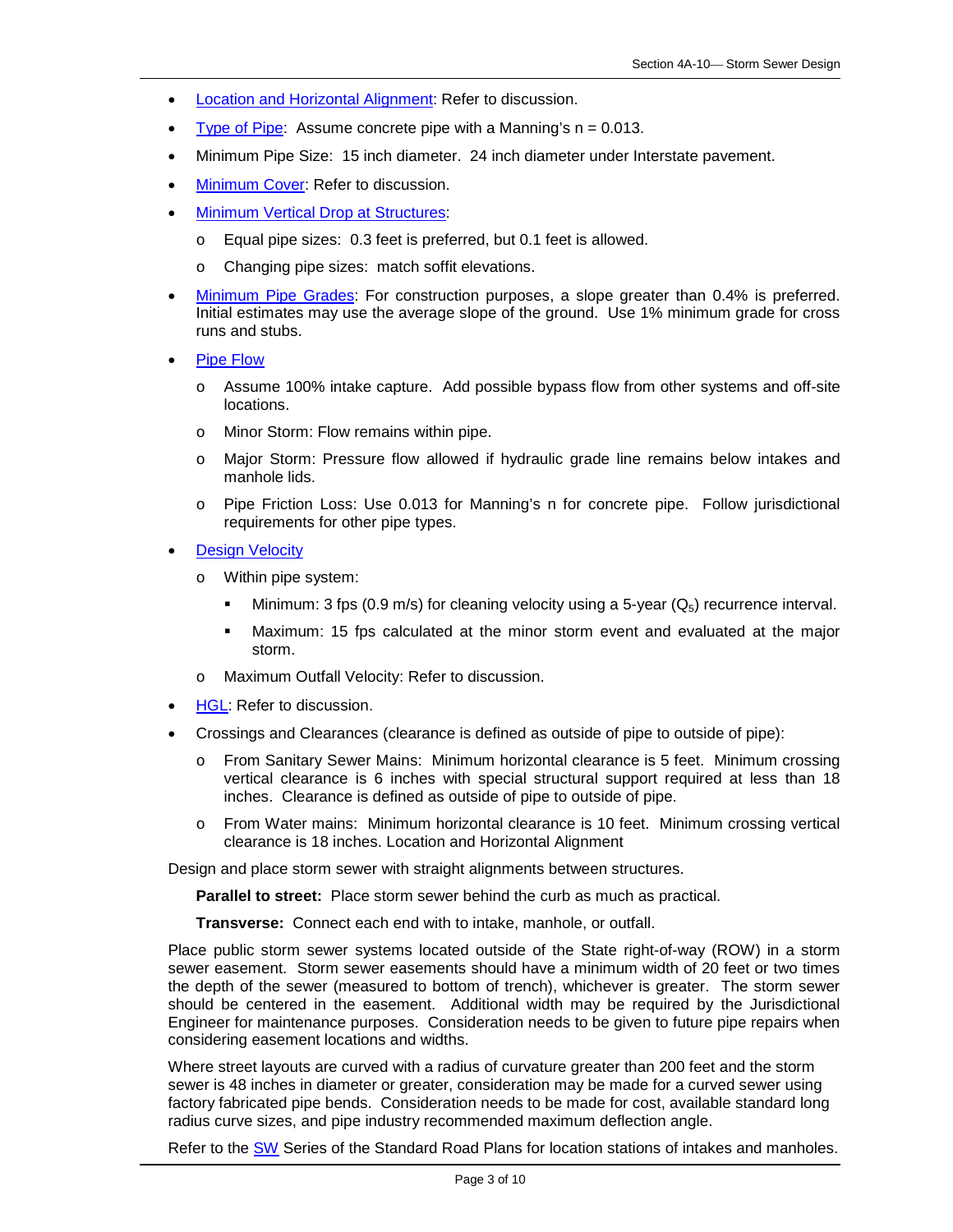- Location and Horizontal Alignment: Refer to discussion.
- Type of Pipe: Assume concrete pipe with a Manning's n = 0.013.
- Minimum Pipe Size: 15 inch diameter. 24 inch diameter under Interstate pavement.
- Minimum Cover: Refer to discussion.
- Minimum Vertical Drop at Structures:
  - Equal pipe sizes: 0.3 feet is preferred, but 0.1 feet is allowed.
  - Changing pipe sizes: match soffit elevations.
- Minimum Pipe Grades: For construction purposes, a slope greater than 0.4% is preferred. Initial estimates may use the average slope of the ground. Use 1% minimum grade for cross runs and stubs.
- Pipe Flow
  - Assume 100% intake capture. Add possible bypass flow from other systems and off-site locations.
  - Minor Storm: Flow remains within pipe.
  - Major Storm: Pressure flow allowed if hydraulic grade line remains below intakes and manhole lids.
  - Pipe Friction Loss: Use 0.013 for Manning's n for concrete pipe. Follow jurisdictional requirements for other pipe types.
- Design Velocity
  - Within pipe system:
    - Minimum: 3 fps (0.9 m/s) for cleaning velocity using a 5-year ($Q_5$) recurrence interval.
    - Maximum: 15 fps calculated at the minor storm event and evaluated at the major storm.
  - Maximum Outfall Velocity: Refer to discussion.
- HGL: Refer to discussion.
- Crossings and Clearances (clearance is defined as outside of pipe to outside of pipe):
  - From Sanitary Sewer Mains: Minimum horizontal clearance is 5 feet. Minimum crossing vertical clearance is 6 inches with special structural support required at less than 18 inches. Clearance is defined as outside of pipe to outside of pipe.
  - From Water mains: Minimum horizontal clearance is 10 feet. Minimum crossing vertical clearance is 18 inches. Location and Horizontal Alignment

Design and place storm sewer with straight alignments between structures.

**Parallel to street:** Place storm sewer behind the curb as much as practical.

**Transverse:** Connect each end with to intake, manhole, or outfall.

Place public storm sewer systems located outside of the State right-of-way (ROW) in a storm sewer easement. Storm sewer easements should have a minimum width of 20 feet or two times the depth of the sewer (measured to bottom of trench), whichever is greater. The storm sewer should be centered in the easement. Additional width may be required by the Jurisdictional Engineer for maintenance purposes. Consideration needs to be given to future pipe repairs when considering easement locations and widths.

Where street layouts are curved with a radius of curvature greater than 200 feet and the storm sewer is 48 inches in diameter or greater, consideration may be made for a curved sewer using factory fabricated pipe bends. Consideration needs to be made for cost, available standard long radius curve sizes, and pipe industry recommended maximum deflection angle.

Refer to the SW Series of the Standard Road Plans for location stations of intakes and manholes.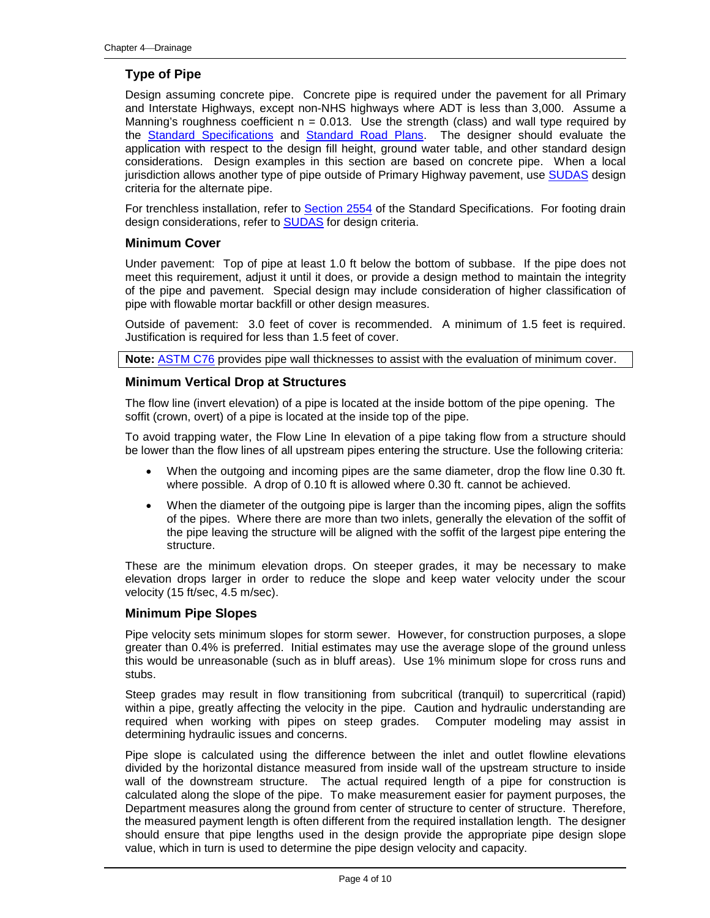### Type of Pipe

Design assuming concrete pipe. Concrete pipe is required under the pavement for all Primary and Interstate Highways, except non-NHS highways where ADT is less than 3,000. Assume a Manning's roughness coefficient $n = 0.013$. Use the strength (class) and wall type required by the Standard Specifications and Standard Road Plans. The designer should evaluate the application with respect to the design fill height, ground water table, and other standard design considerations. Design examples in this section are based on concrete pipe. When a local jurisdiction allows another type of pipe outside of Primary Highway pavement, use SUDAS design criteria for the alternate pipe.

For trenchless installation, refer to Section 2554 of the Standard Specifications. For footing drain design considerations, refer to SUDAS for design criteria.

### Minimum Cover

Under pavement: Top of pipe at least 1.0 ft below the bottom of subbase. If the pipe does not meet this requirement, adjust it until it does, or provide a design method to maintain the integrity of the pipe and pavement. Special design may include consideration of higher classification of pipe with flowable mortar backfill or other design measures.

Outside of pavement: 3.0 feet of cover is recommended. A minimum of 1.5 feet is required. Justification is required for less than 1.5 feet of cover.

**Note:** ASTM C76 provides pipe wall thicknesses to assist with the evaluation of minimum cover.

### Minimum Vertical Drop at Structures

The flow line (invert elevation) of a pipe is located at the inside bottom of the pipe opening. The soffit (crown, overt) of a pipe is located at the inside top of the pipe.

To avoid trapping water, the Flow Line In elevation of a pipe taking flow from a structure should be lower than the flow lines of all upstream pipes entering the structure. Use the following criteria:

- When the outgoing and incoming pipes are the same diameter, drop the flow line 0.30 ft. where possible. A drop of 0.10 ft is allowed where 0.30 ft. cannot be achieved.
- When the diameter of the outgoing pipe is larger than the incoming pipes, align the soffits of the pipes. Where there are more than two inlets, generally the elevation of the soffit of the pipe leaving the structure will be aligned with the soffit of the largest pipe entering the structure.

These are the minimum elevation drops. On steeper grades, it may be necessary to make elevation drops larger in order to reduce the slope and keep water velocity under the scour velocity (15 ft/sec, 4.5 m/sec).

### Minimum Pipe Slopes

Pipe velocity sets minimum slopes for storm sewer. However, for construction purposes, a slope greater than 0.4% is preferred. Initial estimates may use the average slope of the ground unless this would be unreasonable (such as in bluff areas). Use 1% minimum slope for cross runs and stubs.

Steep grades may result in flow transitioning from subcritical (tranquil) to supercritical (rapid) within a pipe, greatly affecting the velocity in the pipe. Caution and hydraulic understanding are required when working with pipes on steep grades. Computer modeling may assist in determining hydraulic issues and concerns.

Pipe slope is calculated using the difference between the inlet and outlet flowline elevations divided by the horizontal distance measured from inside wall of the upstream structure to inside wall of the downstream structure. The actual required length of a pipe for construction is calculated along the slope of the pipe. To make measurement easier for payment purposes, the Department measures along the ground from center of structure to center of structure. Therefore, the measured payment length is often different from the required installation length. The designer should ensure that pipe lengths used in the design provide the appropriate pipe design slope value, which in turn is used to determine the pipe design velocity and capacity.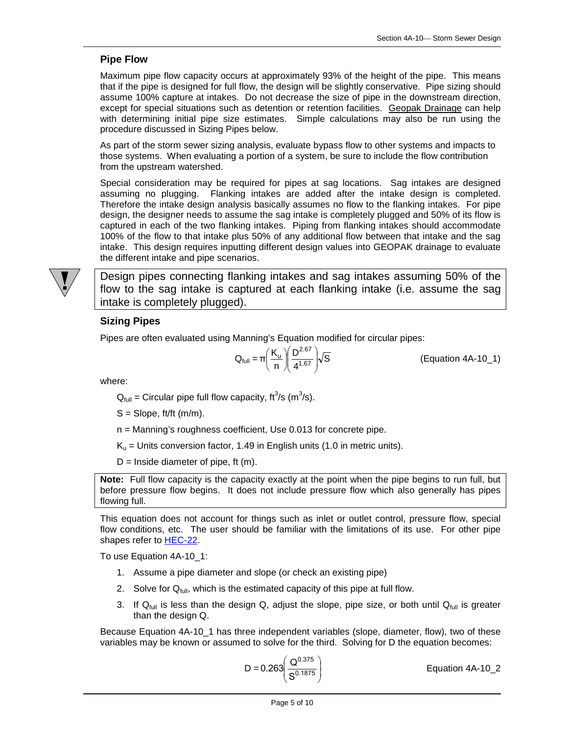## Pipe Flow

Maximum pipe flow capacity occurs at approximately 93% of the height of the pipe. This means that if the pipe is designed for full flow, the design will be slightly conservative. Pipe sizing should assume 100% capture at intakes. Do not decrease the size of pipe in the downstream direction, except for special situations such as detention or retention facilities. Geopak Drainage can help with determining initial pipe size estimates. Simple calculations may also be run using the procedure discussed in Sizing Pipes below.

As part of the storm sewer sizing analysis, evaluate bypass flow to other systems and impacts to those systems. When evaluating a portion of a system, be sure to include the flow contribution from the upstream watershed.

Special consideration may be required for pipes at sag locations. Sag intakes are designed assuming no plugging. Flanking intakes are added after the intake design is completed. Therefore the intake design analysis basically assumes no flow to the flanking intakes. For pipe design, the designer needs to assume the sag intake is completely plugged and 50% of its flow is captured in each of the two flanking intakes. Piping from flanking intakes should accommodate 100% of the flow to that intake plus 50% of any additional flow between that intake and the sag intake. This design requires inputting different design values into GEOPAK drainage to evaluate the different intake and pipe scenarios.

> Design pipes connecting flanking intakes and sag intakes assuming 50% of the flow to the sag intake is captured at each flanking intake (i.e. assume the sag intake is completely plugged).

## Sizing Pipes

Pipes are often evaluated using Manning's Equation modified for circular pipes:

$$Q_{full} = \pi\left(\frac{K_u}{n}\right)\left(\frac{D^{2.67}}{4^{1.67}}\right)\sqrt{S} \qquad \text{(Equation 4A-10\_1)}$$

where:

$Q_{full}$ = Circular pipe full flow capacity, $ft^3/s$ ($m^3/s$).

S = Slope, ft/ft (m/m).

n = Manning's roughness coefficient, Use 0.013 for concrete pipe.

$K_u$ = Units conversion factor, 1.49 in English units (1.0 in metric units).

D = Inside diameter of pipe, ft (m).

> **Note:** Full flow capacity is the capacity exactly at the point when the pipe begins to run full, but before pressure flow begins. It does not include pressure flow which also generally has pipes flowing full.

This equation does not account for things such as inlet or outlet control, pressure flow, special flow conditions, etc. The user should be familiar with the limitations of its use. For other pipe shapes refer to HEC-22.

To use Equation 4A-10_1:

1. Assume a pipe diameter and slope (or check an existing pipe)
2. Solve for $Q_{full}$, which is the estimated capacity of this pipe at full flow.
3. If $Q_{full}$ is less than the design Q, adjust the slope, pipe size, or both until $Q_{full}$ is greater than the design Q.

Because Equation 4A-10_1 has three independent variables (slope, diameter, flow), two of these variables may be known or assumed to solve for the third. Solving for D the equation becomes:

$$D = 0.263\left(\frac{Q^{0.375}}{S^{0.1875}}\right) \qquad \text{Equation 4A-10\_2}$$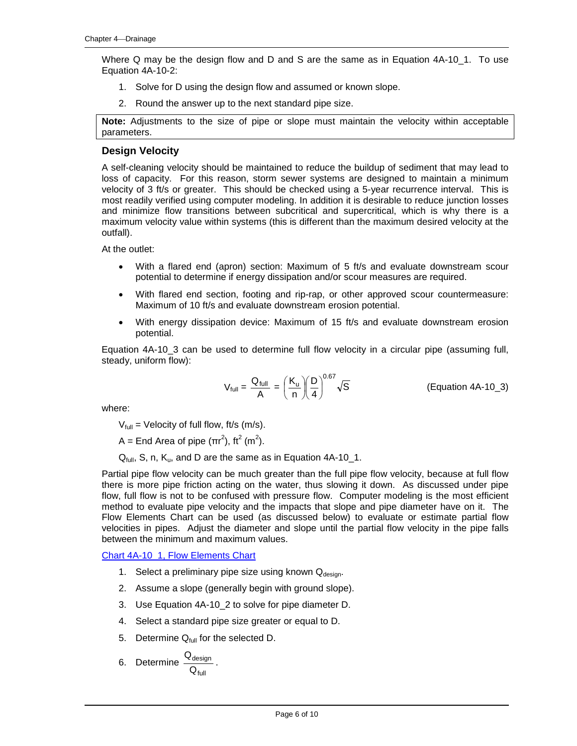Where Q may be the design flow and D and S are the same as in Equation 4A-10_1. To use Equation 4A-10-2:

1. Solve for D using the design flow and assumed or known slope.
2. Round the answer up to the next standard pipe size.

**Note:** Adjustments to the size of pipe or slope must maintain the velocity within acceptable parameters.

### Design Velocity

A self-cleaning velocity should be maintained to reduce the buildup of sediment that may lead to loss of capacity. For this reason, storm sewer systems are designed to maintain a minimum velocity of 3 ft/s or greater. This should be checked using a 5-year recurrence interval. This is most readily verified using computer modeling. In addition it is desirable to reduce junction losses and minimize flow transitions between subcritical and supercritical, which is why there is a maximum velocity value within systems (this is different than the maximum desired velocity at the outfall).

At the outlet:

- With a flared end (apron) section: Maximum of 5 ft/s and evaluate downstream scour potential to determine if energy dissipation and/or scour measures are required.
- With flared end section, footing and rip-rap, or other approved scour countermeasure: Maximum of 10 ft/s and evaluate downstream erosion potential.
- With energy dissipation device: Maximum of 15 ft/s and evaluate downstream erosion potential.

Equation 4A-10_3 can be used to determine full flow velocity in a circular pipe (assuming full, steady, uniform flow):

$$V_{full} = \frac{Q_{full}}{A} = \left(\frac{K_u}{n}\right)\left(\frac{D}{4}\right)^{0.67}\sqrt{S} \qquad \text{(Equation 4A-10\_3)}$$

where:

$V_{full}$ = Velocity of full flow, ft/s (m/s).

A = End Area of pipe ($\pi r^2$), $ft^2$ ($m^2$).

$Q_{full}$, S, n, $K_u$, and D are the same as in Equation 4A-10_1.

Partial pipe flow velocity can be much greater than the full pipe flow velocity, because at full flow there is more pipe friction acting on the water, thus slowing it down. As discussed under pipe flow, full flow is not to be confused with pressure flow. Computer modeling is the most efficient method to evaluate pipe velocity and the impacts that slope and pipe diameter have on it. The Flow Elements Chart can be used (as discussed below) to evaluate or estimate partial flow velocities in pipes. Adjust the diameter and slope until the partial flow velocity in the pipe falls between the minimum and maximum values.

Chart 4A-10_1, Flow Elements Chart

1. Select a preliminary pipe size using known $Q_{design}$.
2. Assume a slope (generally begin with ground slope).
3. Use Equation 4A-10_2 to solve for pipe diameter D.
4. Select a standard pipe size greater or equal to D.
5. Determine $Q_{full}$ for the selected D.
6. Determine $\frac{Q_{design}}{Q_{full}}$.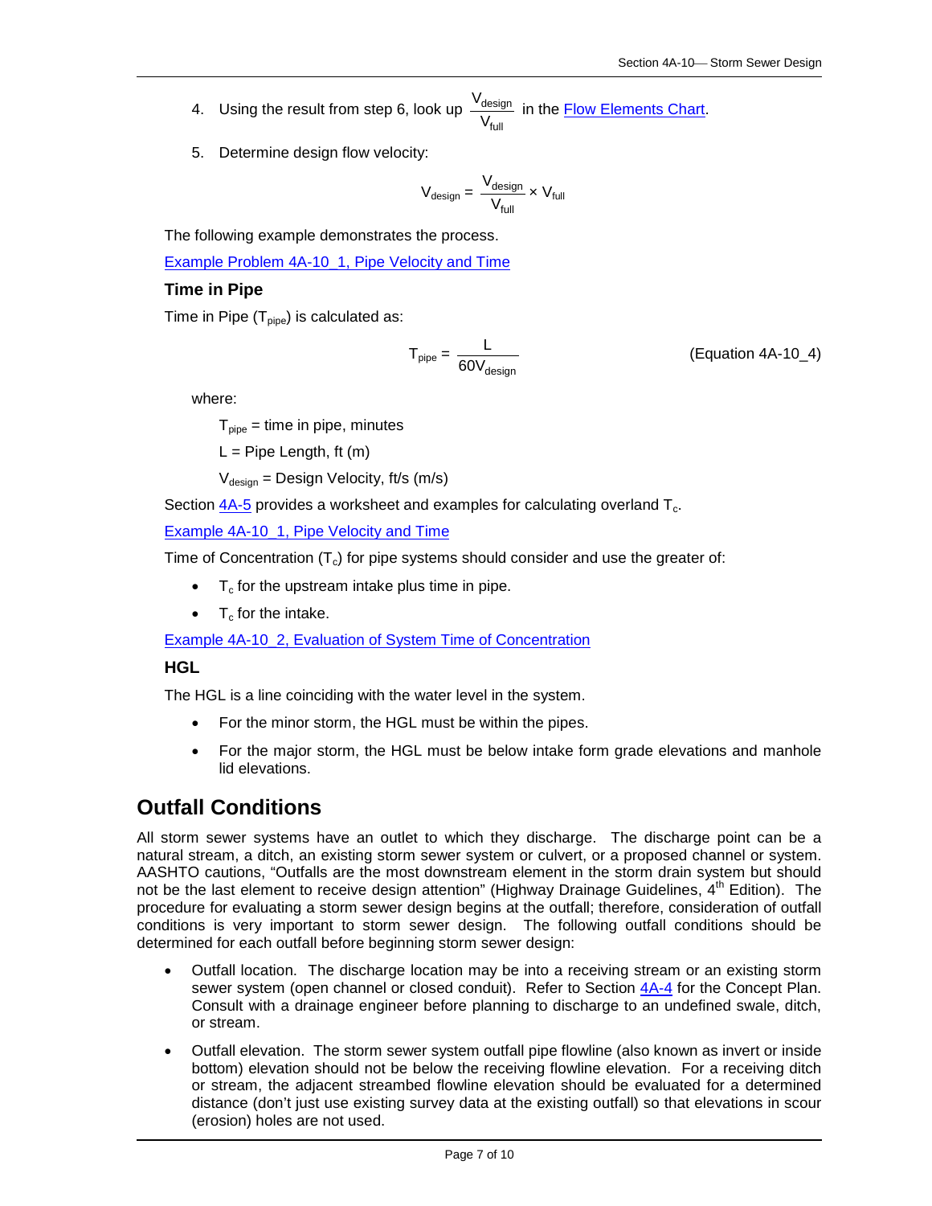4. Using the result from step 6, look up $\frac{V_{design}}{V_{full}}$ in the Flow Elements Chart.

5. Determine design flow velocity:

$$V_{design} = \frac{V_{design}}{V_{full}} \times V_{full}$$

The following example demonstrates the process.

Example Problem 4A-10_1, Pipe Velocity and Time

### Time in Pipe

Time in Pipe ($T_{pipe}$) is calculated as:

$$T_{pipe} = \frac{L}{60V_{design}} \qquad \text{(Equation 4A-10\_4)}$$

where:

$T_{pipe}$ = time in pipe, minutes

L = Pipe Length, ft (m)

$V_{design}$ = Design Velocity, ft/s (m/s)

Section 4A-5 provides a worksheet and examples for calculating overland $T_c$.

Example 4A-10_1, Pipe Velocity and Time

Time of Concentration ($T_c$) for pipe systems should consider and use the greater of:

- $T_c$ for the upstream intake plus time in pipe.
- $T_c$ for the intake.

Example 4A-10_2, Evaluation of System Time of Concentration

### HGL

The HGL is a line coinciding with the water level in the system.

- For the minor storm, the HGL must be within the pipes.
- For the major storm, the HGL must be below intake form grade elevations and manhole lid elevations.

## Outfall Conditions

All storm sewer systems have an outlet to which they discharge. The discharge point can be a natural stream, a ditch, an existing storm sewer system or culvert, or a proposed channel or system. AASHTO cautions, "Outfalls are the most downstream element in the storm drain system but should not be the last element to receive design attention" (Highway Drainage Guidelines, 4th Edition). The procedure for evaluating a storm sewer design begins at the outfall; therefore, consideration of outfall conditions is very important to storm sewer design. The following outfall conditions should be determined for each outfall before beginning storm sewer design:

- Outfall location. The discharge location may be into a receiving stream or an existing storm sewer system (open channel or closed conduit). Refer to Section 4A-4 for the Concept Plan. Consult with a drainage engineer before planning to discharge to an undefined swale, ditch, or stream.
- Outfall elevation. The storm sewer system outfall pipe flowline (also known as invert or inside bottom) elevation should not be below the receiving flowline elevation. For a receiving ditch or stream, the adjacent streambed flowline elevation should be evaluated for a determined distance (don't just use existing survey data at the existing outfall) so that elevations in scour (erosion) holes are not used.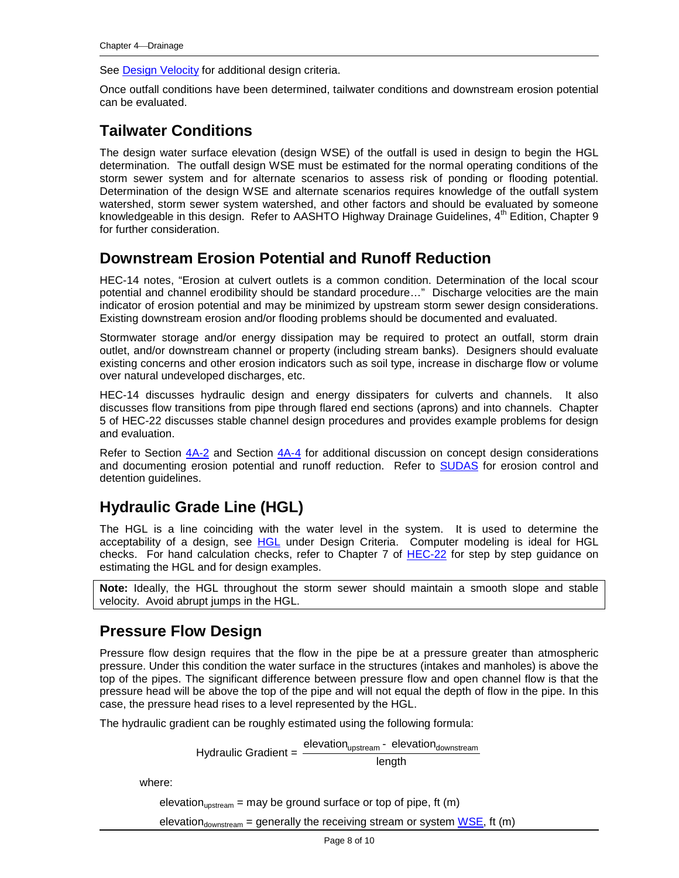See Design Velocity for additional design criteria.

Once outfall conditions have been determined, tailwater conditions and downstream erosion potential can be evaluated.

## Tailwater Conditions

The design water surface elevation (design WSE) of the outfall is used in design to begin the HGL determination. The outfall design WSE must be estimated for the normal operating conditions of the storm sewer system and for alternate scenarios to assess risk of ponding or flooding potential. Determination of the design WSE and alternate scenarios requires knowledge of the outfall system watershed, storm sewer system watershed, and other factors and should be evaluated by someone knowledgeable in this design. Refer to AASHTO Highway Drainage Guidelines, 4th Edition, Chapter 9 for further consideration.

## Downstream Erosion Potential and Runoff Reduction

HEC-14 notes, "Erosion at culvert outlets is a common condition. Determination of the local scour potential and channel erodibility should be standard procedure…" Discharge velocities are the main indicator of erosion potential and may be minimized by upstream storm sewer design considerations. Existing downstream erosion and/or flooding problems should be documented and evaluated.

Stormwater storage and/or energy dissipation may be required to protect an outfall, storm drain outlet, and/or downstream channel or property (including stream banks). Designers should evaluate existing concerns and other erosion indicators such as soil type, increase in discharge flow or volume over natural undeveloped discharges, etc.

HEC-14 discusses hydraulic design and energy dissipaters for culverts and channels. It also discusses flow transitions from pipe through flared end sections (aprons) and into channels. Chapter 5 of HEC-22 discusses stable channel design procedures and provides example problems for design and evaluation.

Refer to Section 4A-2 and Section 4A-4 for additional discussion on concept design considerations and documenting erosion potential and runoff reduction. Refer to SUDAS for erosion control and detention guidelines.

## Hydraulic Grade Line (HGL)

The HGL is a line coinciding with the water level in the system. It is used to determine the acceptability of a design, see HGL under Design Criteria. Computer modeling is ideal for HGL checks. For hand calculation checks, refer to Chapter 7 of HEC-22 for step by step guidance on estimating the HGL and for design examples.

> **Note:** Ideally, the HGL throughout the storm sewer should maintain a smooth slope and stable velocity. Avoid abrupt jumps in the HGL.

## Pressure Flow Design

Pressure flow design requires that the flow in the pipe be at a pressure greater than atmospheric pressure. Under this condition the water surface in the structures (intakes and manholes) is above the top of the pipes. The significant difference between pressure flow and open channel flow is that the pressure head will be above the top of the pipe and will not equal the depth of flow in the pipe. In this case, the pressure head rises to a level represented by the HGL.

The hydraulic gradient can be roughly estimated using the following formula:

$$\text{Hydraulic Gradient} = \frac{\text{elevation}_{\text{upstream}} - \text{elevation}_{\text{downstream}}}{\text{length}}$$

where:

$\text{elevation}_{\text{upstream}}$ = may be ground surface or top of pipe, ft (m)

$\text{elevation}_{\text{downstream}}$ = generally the receiving stream or system WSE, ft (m)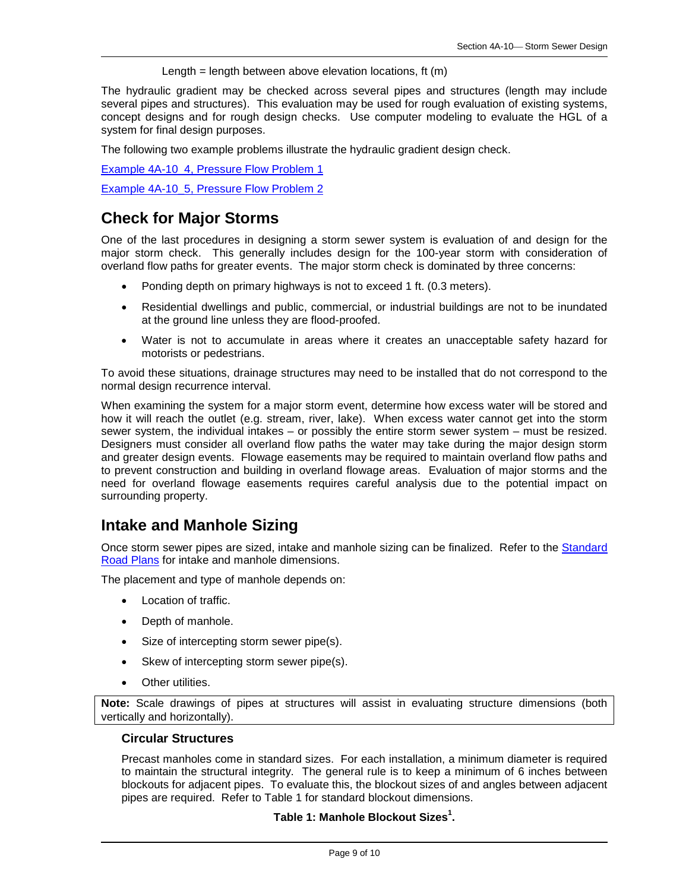Length = length between above elevation locations, ft (m)

The hydraulic gradient may be checked across several pipes and structures (length may include several pipes and structures). This evaluation may be used for rough evaluation of existing systems, concept designs and for rough design checks. Use computer modeling to evaluate the HGL of a system for final design purposes.

The following two example problems illustrate the hydraulic gradient design check.

Example 4A-10_4, Pressure Flow Problem 1

Example 4A-10_5, Pressure Flow Problem 2

## Check for Major Storms

One of the last procedures in designing a storm sewer system is evaluation of and design for the major storm check. This generally includes design for the 100-year storm with consideration of overland flow paths for greater events. The major storm check is dominated by three concerns:

- Ponding depth on primary highways is not to exceed 1 ft. (0.3 meters).
- Residential dwellings and public, commercial, or industrial buildings are not to be inundated at the ground line unless they are flood-proofed.
- Water is not to accumulate in areas where it creates an unacceptable safety hazard for motorists or pedestrians.

To avoid these situations, drainage structures may need to be installed that do not correspond to the normal design recurrence interval.

When examining the system for a major storm event, determine how excess water will be stored and how it will reach the outlet (e.g. stream, river, lake). When excess water cannot get into the storm sewer system, the individual intakes – or possibly the entire storm sewer system – must be resized. Designers must consider all overland flow paths the water may take during the major design storm and greater design events. Flowage easements may be required to maintain overland flow paths and to prevent construction and building in overland flowage areas. Evaluation of major storms and the need for overland flowage easements requires careful analysis due to the potential impact on surrounding property.

## Intake and Manhole Sizing

Once storm sewer pipes are sized, intake and manhole sizing can be finalized. Refer to the Standard Road Plans for intake and manhole dimensions.

The placement and type of manhole depends on:

- Location of traffic.
- Depth of manhole.
- Size of intercepting storm sewer pipe(s).
- Skew of intercepting storm sewer pipe(s).
- Other utilities.

**Note:** Scale drawings of pipes at structures will assist in evaluating structure dimensions (both vertically and horizontally).

### Circular Structures

Precast manholes come in standard sizes. For each installation, a minimum diameter is required to maintain the structural integrity. The general rule is to keep a minimum of 6 inches between blockouts for adjacent pipes. To evaluate this, the blockout sizes of and angles between adjacent pipes are required. Refer to Table 1 for standard blockout dimensions.

**Table 1: Manhole Blockout Sizes[1].**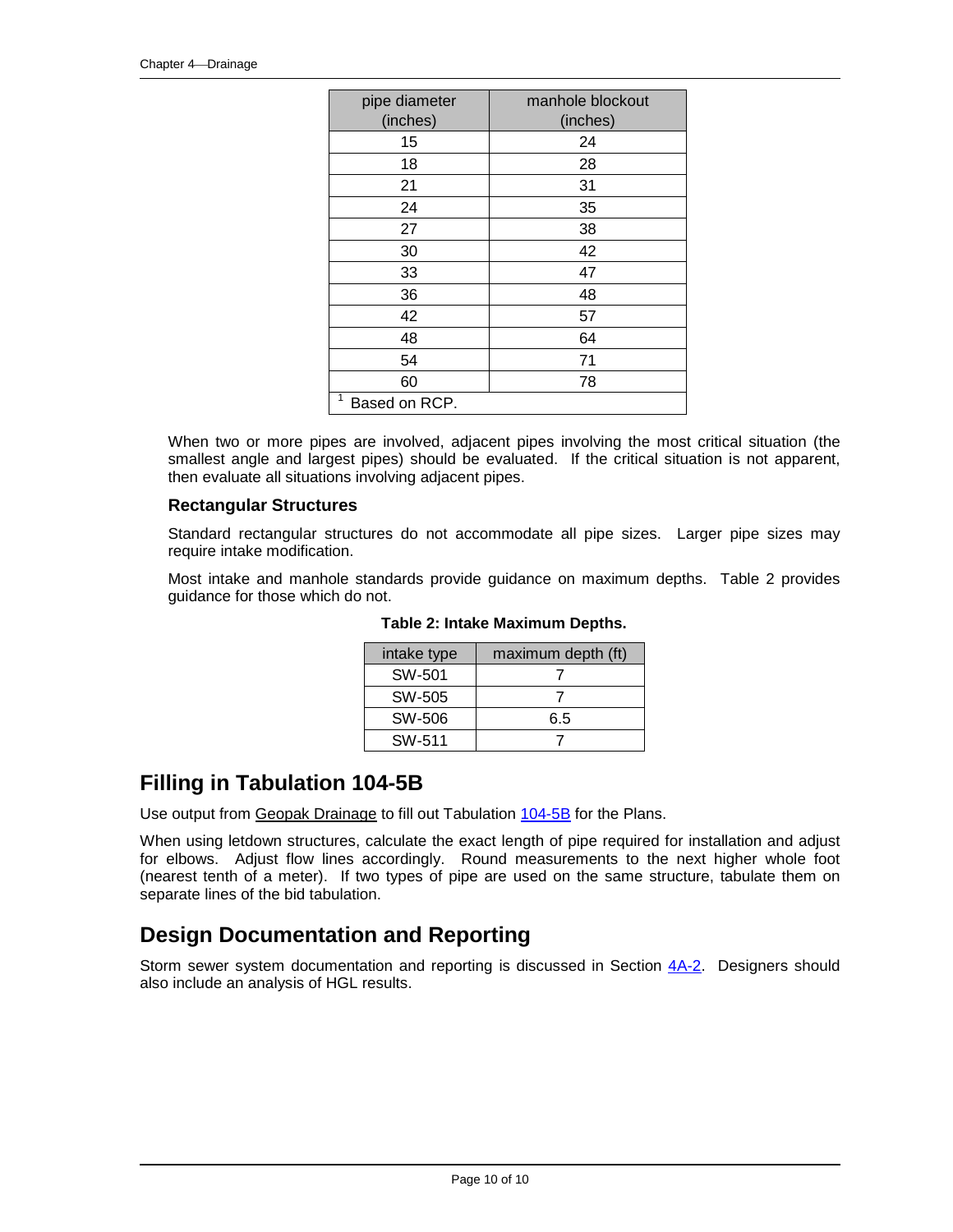| pipe diameter (inches) | manhole blockout (inches) |
|---|---|
| 15 | 24 |
| 18 | 28 |
| 21 | 31 |
| 24 | 35 |
| 27 | 38 |
| 30 | 42 |
| 33 | 47 |
| 36 | 48 |
| 42 | 57 |
| 48 | 64 |
| 54 | 71 |
| 60 | 78 |
| [1] Based on RCP. | |

When two or more pipes are involved, adjacent pipes involving the most critical situation (the smallest angle and largest pipes) should be evaluated. If the critical situation is not apparent, then evaluate all situations involving adjacent pipes.

### Rectangular Structures

Standard rectangular structures do not accommodate all pipe sizes. Larger pipe sizes may require intake modification.

Most intake and manhole standards provide guidance on maximum depths. Table 2 provides guidance for those which do not.

**Table 2: Intake Maximum Depths.**

| intake type | maximum depth (ft) |
|---|---|
| SW-501 | 7 |
| SW-505 | 7 |
| SW-506 | 6.5 |
| SW-511 | 7 |

## Filling in Tabulation 104-5B

Use output from Geopak Drainage to fill out Tabulation 104-5B for the Plans.

When using letdown structures, calculate the exact length of pipe required for installation and adjust for elbows. Adjust flow lines accordingly. Round measurements to the next higher whole foot (nearest tenth of a meter). If two types of pipe are used on the same structure, tabulate them on separate lines of the bid tabulation.

## Design Documentation and Reporting

Storm sewer system documentation and reporting is discussed in Section 4A-2. Designers should also include an analysis of HGL results.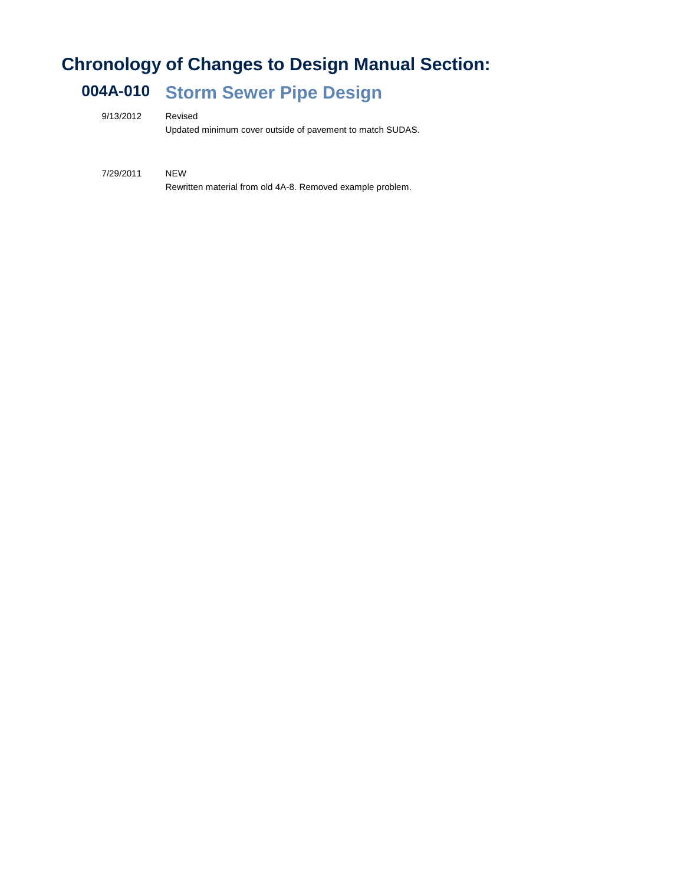# Chronology of Changes to Design Manual Section:

## 004A-010 Storm Sewer Pipe Design

9/13/2012 Revised

Updated minimum cover outside of pavement to match SUDAS.

7/29/2011 NEW

Rewritten material from old 4A-8. Removed example problem.